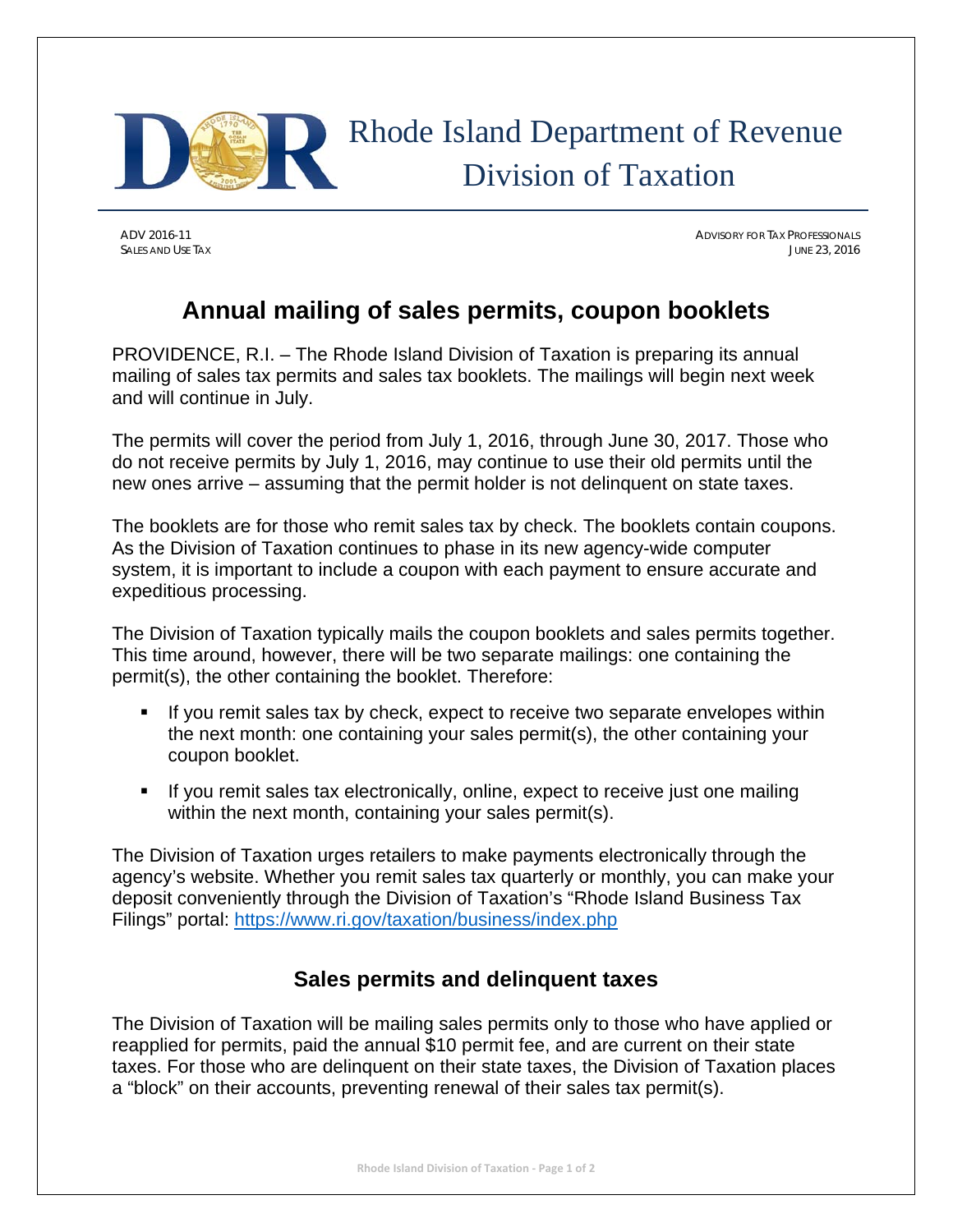Rhode Island Department of Revenue
Division of Taxation

ADV 2016-11
SALES AND USE TAX

ADVISORY FOR TAX PROFESSIONALS
JUNE 23, 2016

# Annual mailing of sales permits, coupon booklets

PROVIDENCE, R.I. – The Rhode Island Division of Taxation is preparing its annual mailing of sales tax permits and sales tax booklets. The mailings will begin next week and will continue in July.

The permits will cover the period from July 1, 2016, through June 30, 2017. Those who do not receive permits by July 1, 2016, may continue to use their old permits until the new ones arrive – assuming that the permit holder is not delinquent on state taxes.

The booklets are for those who remit sales tax by check. The booklets contain coupons. As the Division of Taxation continues to phase in its new agency-wide computer system, it is important to include a coupon with each payment to ensure accurate and expeditious processing.

The Division of Taxation typically mails the coupon booklets and sales permits together. This time around, however, there will be two separate mailings: one containing the permit(s), the other containing the booklet. Therefore:

- If you remit sales tax by check, expect to receive two separate envelopes within the next month: one containing your sales permit(s), the other containing your coupon booklet.
- If you remit sales tax electronically, online, expect to receive just one mailing within the next month, containing your sales permit(s).

The Division of Taxation urges retailers to make payments electronically through the agency's website. Whether you remit sales tax quarterly or monthly, you can make your deposit conveniently through the Division of Taxation's "Rhode Island Business Tax Filings" portal: https://www.ri.gov/taxation/business/index.php

## Sales permits and delinquent taxes

The Division of Taxation will be mailing sales permits only to those who have applied or reapplied for permits, paid the annual $10 permit fee, and are current on their state taxes. For those who are delinquent on their state taxes, the Division of Taxation places a "block" on their accounts, preventing renewal of their sales tax permit(s).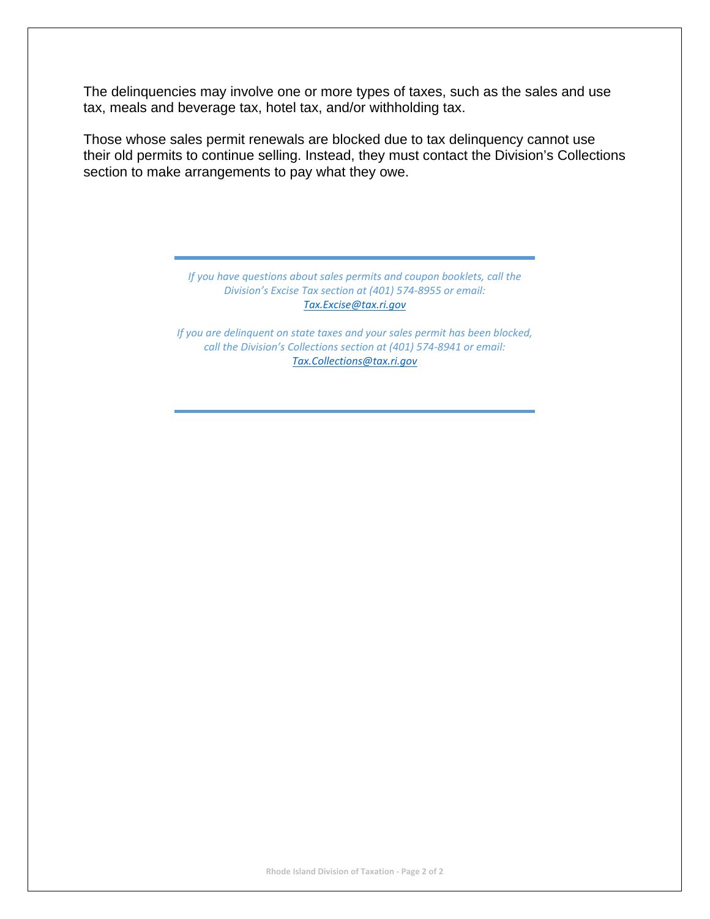The delinquencies may involve one or more types of taxes, such as the sales and use tax, meals and beverage tax, hotel tax, and/or withholding tax.

Those whose sales permit renewals are blocked due to tax delinquency cannot use their old permits to continue selling. Instead, they must contact the Division's Collections section to make arrangements to pay what they owe.

---

*If you have questions about sales permits and coupon booklets, call the Division's Excise Tax section at (401) 574-8955 or email: [Tax.Excise@tax.ri.gov](mailto:Tax.Excise@tax.ri.gov)*

*If you are delinquent on state taxes and your sales permit has been blocked, call the Division's Collections section at (401) 574-8941 or email: [Tax.Collections@tax.ri.gov](mailto:Tax.Collections@tax.ri.gov)*

---